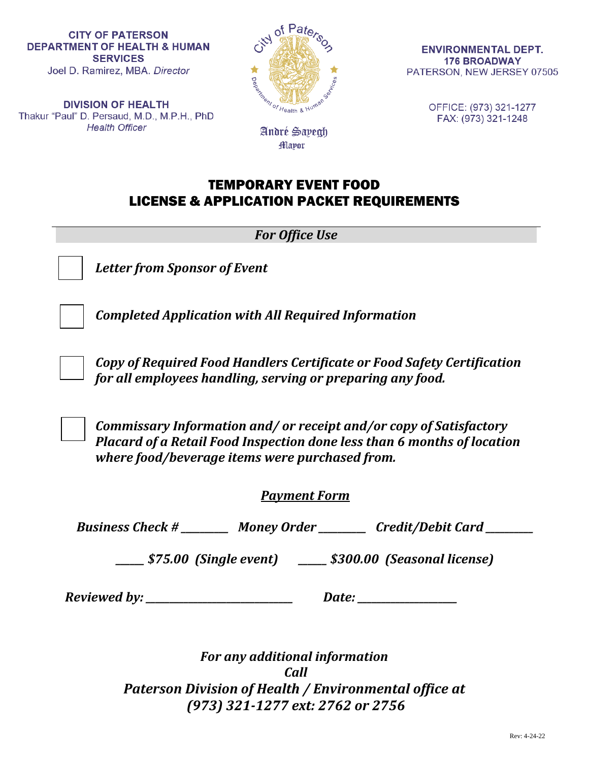**CITY OF PATERSON**
**DEPARTMENT OF HEALTH & HUMAN SERVICES**
Joel D. Ramirez, MBA. *Director*

**DIVISION OF HEALTH**
Thakur "Paul" D. Persaud, M.D., M.P.H., PhD
*Health Officer*

André Sayegh
Mayor

**ENVIRONMENTAL DEPT.**
**176 BROADWAY**
PATERSON, NEW JERSEY 07505

OFFICE: (973) 321-1277
FAX: (973) 321-1248

# TEMPORARY EVENT FOOD LICENSE & APPLICATION PACKET REQUIREMENTS

***For Office Use***

- [ ] ***Letter from Sponsor of Event***
- [ ] ***Completed Application with All Required Information***
- [ ] ***Copy of Required Food Handlers Certificate or Food Safety Certification for all employees handling, serving or preparing any food.***
- [ ] ***Commissary Information and/ or receipt and/or copy of Satisfactory Placard of a Retail Food Inspection done less than 6 months of location where food/beverage items were purchased from.***

***Payment Form***

***Business Check # _________ Money Order _________ Credit/Debit Card _________***

***_____ $75.00 (Single event) _____ $300.00 (Seasonal license)***

***Reviewed by: ___________________________ Date: ___________________***

***For any additional information***
***Call***
***Paterson Division of Health / Environmental office at***
***(973) 321-1277 ext: 2762 or 2756***

Rev: 4-24-22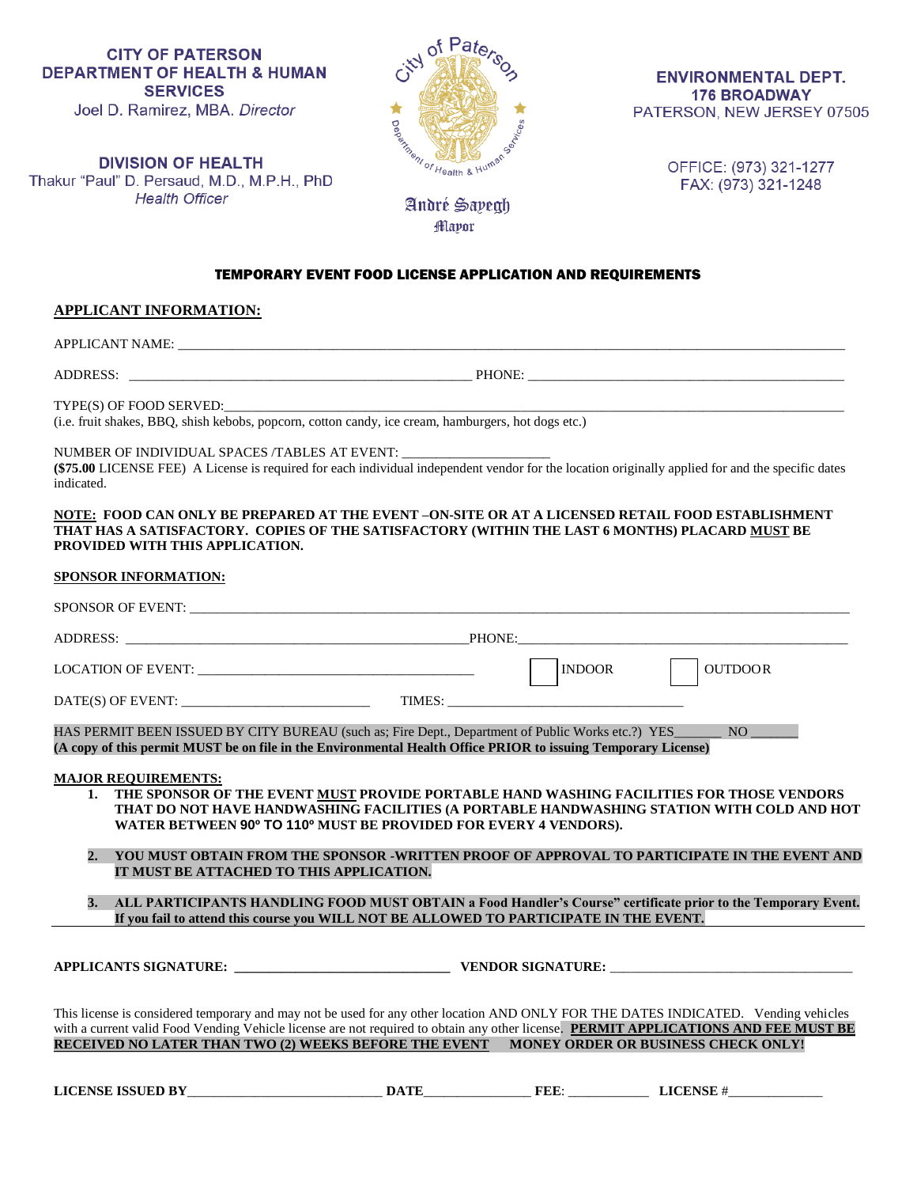**CITY OF PATERSON**
**DEPARTMENT OF HEALTH & HUMAN SERVICES**
Joel D. Ramirez, MBA. *Director*

**DIVISION OF HEALTH**
Thakur "Paul" D. Persaud, M.D., M.P.H., PhD
*Health Officer*

André Sayegh
Mayor

**ENVIRONMENTAL DEPT.**
**176 BROADWAY**
PATERSON, NEW JERSEY 07505

OFFICE: (973) 321-1277
FAX: (973) 321-1248

# TEMPORARY EVENT FOOD LICENSE APPLICATION AND REQUIREMENTS

## APPLICANT INFORMATION:

APPLICANT NAME: ____________________________________________

ADDRESS: ______________________________ PHONE: ______________________________

TYPE(S) OF FOOD SERVED:____________________________________________
(i.e. fruit shakes, BBQ, shish kebobs, popcorn, cotton candy, ice cream, hamburgers, hot dogs etc.)

NUMBER OF INDIVIDUAL SPACES /TABLES AT EVENT: _____________________
**($75.00** LICENSE FEE) A License is required for each individual independent vendor for the location originally applied for and the specific dates indicated.

**NOTE: FOOD CAN ONLY BE PREPARED AT THE EVENT –ON-SITE OR AT A LICENSED RETAIL FOOD ESTABLISHMENT THAT HAS A SATISFACTORY. COPIES OF THE SATISFACTORY (WITHIN THE LAST 6 MONTHS) PLACARD MUST BE PROVIDED WITH THIS APPLICATION.**

**SPONSOR INFORMATION:**

SPONSOR OF EVENT: ____________________________________________

ADDRESS: ______________________________ PHONE: ______________________________

LOCATION OF EVENT: ______________________________ ☐ INDOOR ☐ OUTDOOR

DATE(S) OF EVENT: __________________________ TIMES: __________________________

HAS PERMIT BEEN ISSUED BY CITY BUREAU (such as; Fire Dept., Department of Public Works etc.?) YES_______ NO _______
**(A copy of this permit MUST be on file in the Environmental Health Office PRIOR to issuing Temporary License)**

**MAJOR REQUIREMENTS:**

1. **THE SPONSOR OF THE EVENT MUST PROVIDE PORTABLE HAND WASHING FACILITIES FOR THOSE VENDORS THAT DO NOT HAVE HANDWASHING FACILITIES (A PORTABLE HANDWASHING STATION WITH COLD AND HOT WATER BETWEEN 90º TO 110º MUST BE PROVIDED FOR EVERY 4 VENDORS).**

2. **YOU MUST OBTAIN FROM THE SPONSOR -WRITTEN PROOF OF APPROVAL TO PARTICIPATE IN THE EVENT AND IT MUST BE ATTACHED TO THIS APPLICATION.**

3. **ALL PARTICIPANTS HANDLING FOOD MUST OBTAIN a Food Handler's Course" certificate prior to the Temporary Event. If you fail to attend this course you WILL NOT BE ALLOWED TO PARTICIPATE IN THE EVENT.**

**APPLICANTS SIGNATURE:** ______________________________ **VENDOR SIGNATURE:** ______________________________

This license is considered temporary and may not be used for any other location AND ONLY FOR THE DATES INDICATED. Vending vehicles with a current valid Food Vending Vehicle license are not required to obtain any other license. **PERMIT APPLICATIONS AND FEE MUST BE RECEIVED NO LATER THAN TWO (2) WEEKS BEFORE THE EVENT** **MONEY ORDER OR BUSINESS CHECK ONLY!**

**LICENSE ISSUED BY**____________________ **DATE**______________ **FEE**: ___________ **LICENSE #**_____________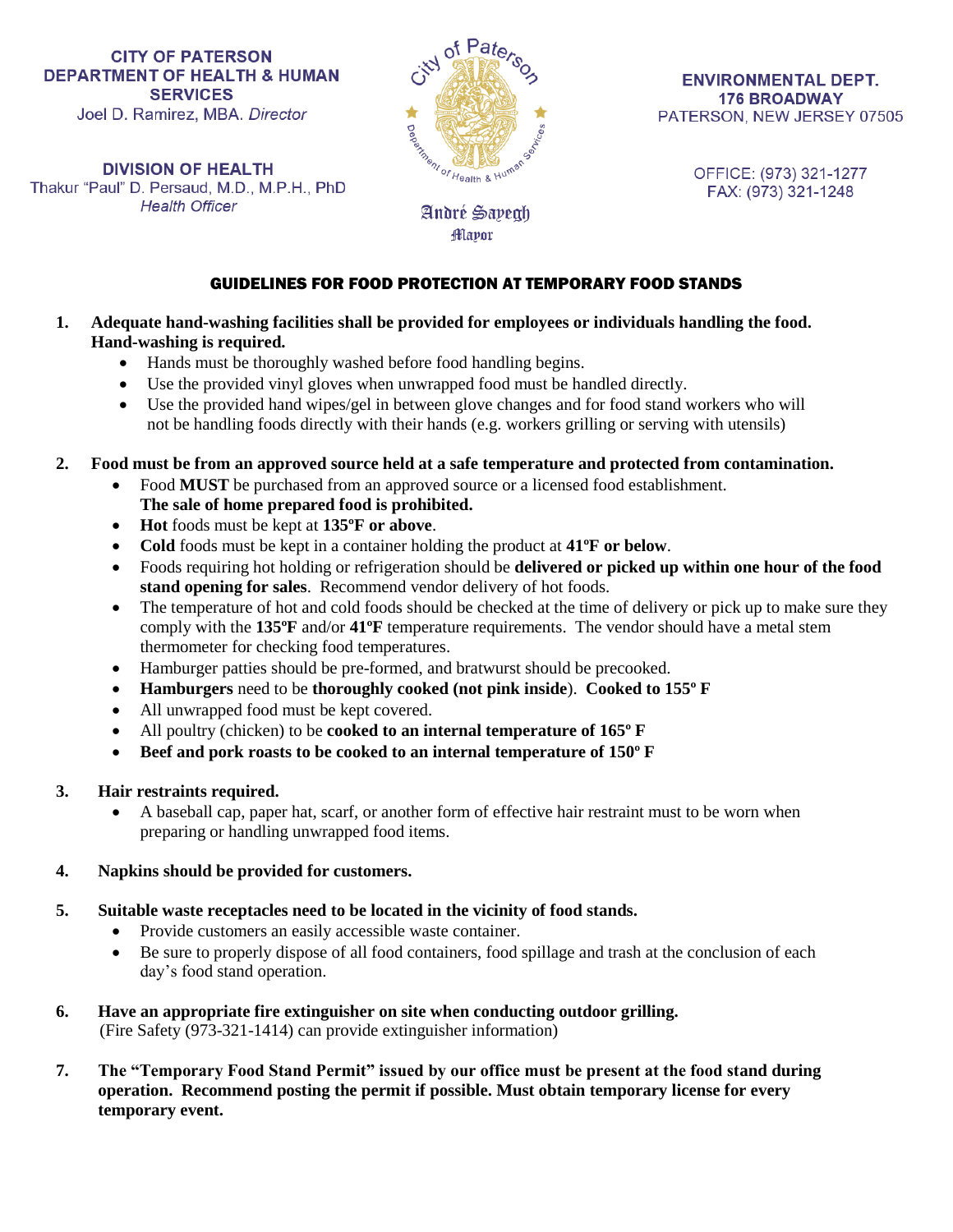**CITY OF PATERSON**
**DEPARTMENT OF HEALTH & HUMAN SERVICES**
Joel D. Ramirez, MBA. *Director*

**DIVISION OF HEALTH**
Thakur "Paul" D. Persaud, M.D., M.P.H., PhD
*Health Officer*

André Sayegh
Mayor

**ENVIRONMENTAL DEPT.**
**176 BROADWAY**
PATERSON, NEW JERSEY 07505

OFFICE: (973) 321-1277
FAX: (973) 321-1248

## GUIDELINES FOR FOOD PROTECTION AT TEMPORARY FOOD STANDS

1. **Adequate hand-washing facilities shall be provided for employees or individuals handling the food. Hand-washing is required.**
   - Hands must be thoroughly washed before food handling begins.
   - Use the provided vinyl gloves when unwrapped food must be handled directly.
   - Use the provided hand wipes/gel in between glove changes and for food stand workers who will not be handling foods directly with their hands (e.g. workers grilling or serving with utensils)

2. **Food must be from an approved source held at a safe temperature and protected from contamination.**
   - Food **MUST** be purchased from an approved source or a licensed food establishment. **The sale of home prepared food is prohibited.**
   - **Hot** foods must be kept at **135ºF or above**.
   - **Cold** foods must be kept in a container holding the product at **41ºF or below**.
   - Foods requiring hot holding or refrigeration should be **delivered or picked up within one hour of the food stand opening for sales**. Recommend vendor delivery of hot foods.
   - The temperature of hot and cold foods should be checked at the time of delivery or pick up to make sure they comply with the **135ºF** and/or **41ºF** temperature requirements. The vendor should have a metal stem thermometer for checking food temperatures.
   - Hamburger patties should be pre-formed, and bratwurst should be precooked.
   - **Hamburgers** need to be **thoroughly cooked (not pink inside**). **Cooked to 155º F**
   - All unwrapped food must be kept covered.
   - All poultry (chicken) to be **cooked to an internal temperature of 165º F**
   - **Beef and pork roasts to be cooked to an internal temperature of 150º F**

3. **Hair restraints required.**
   - A baseball cap, paper hat, scarf, or another form of effective hair restraint must to be worn when preparing or handling unwrapped food items.

4. **Napkins should be provided for customers.**

5. **Suitable waste receptacles need to be located in the vicinity of food stands.**
   - Provide customers an easily accessible waste container.
   - Be sure to properly dispose of all food containers, food spillage and trash at the conclusion of each day's food stand operation.

6. **Have an appropriate fire extinguisher on site when conducting outdoor grilling.**
   (Fire Safety (973-321-1414) can provide extinguisher information)

7. **The "Temporary Food Stand Permit" issued by our office must be present at the food stand during operation. Recommend posting the permit if possible. Must obtain temporary license for every temporary event.**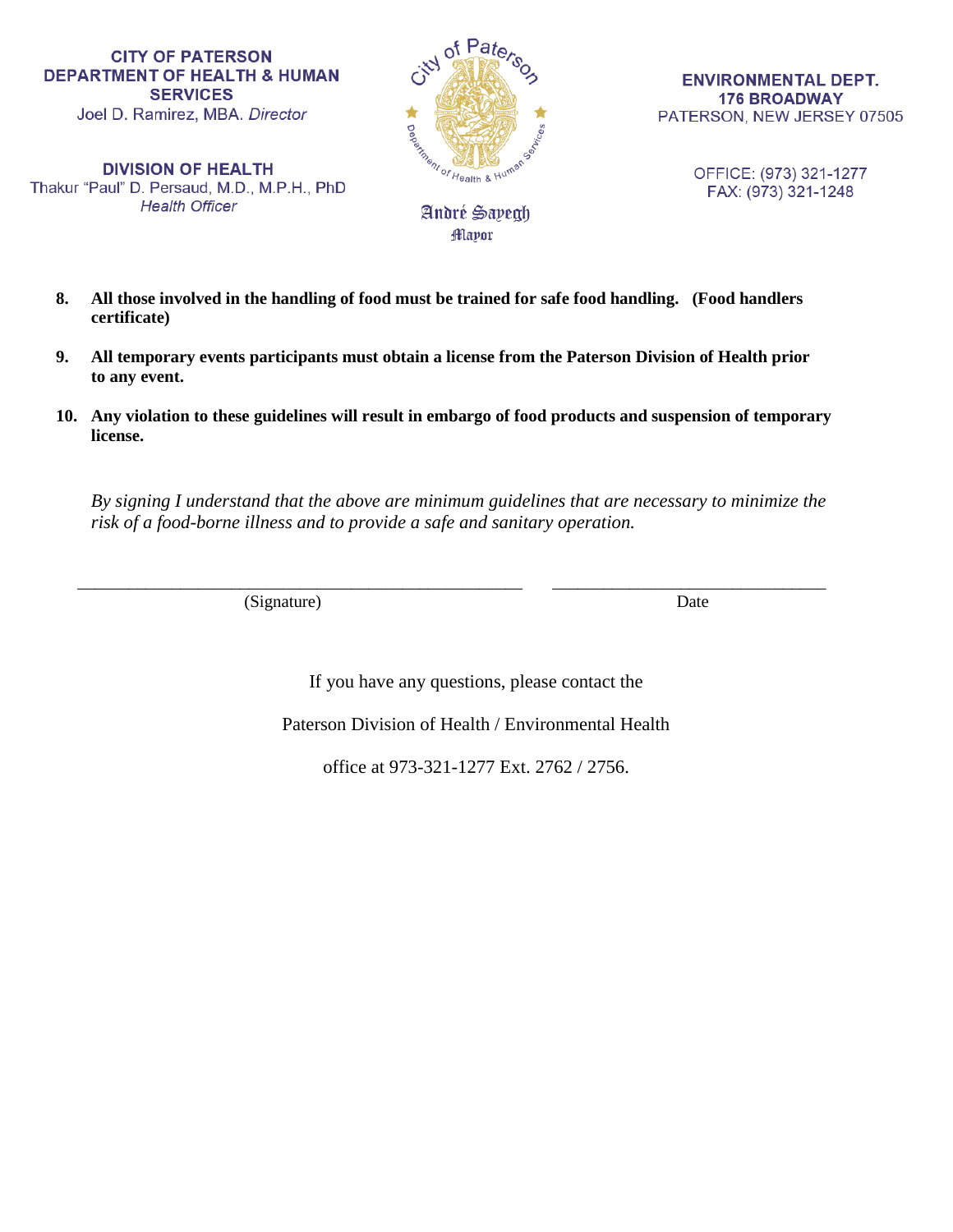**CITY OF PATERSON**
**DEPARTMENT OF HEALTH & HUMAN SERVICES**
Joel D. Ramirez, MBA. *Director*

**DIVISION OF HEALTH**
Thakur "Paul" D. Persaud, M.D., M.P.H., PhD
*Health Officer*

André Sayegh
Mayor

**ENVIRONMENTAL DEPT.**
**176 BROADWAY**
PATERSON, NEW JERSEY 07505

OFFICE: (973) 321-1277
FAX: (973) 321-1248

8. **All those involved in the handling of food must be trained for safe food handling. (Food handlers certificate)**

9. **All temporary events participants must obtain a license from the Paterson Division of Health prior to any event.**

10. **Any violation to these guidelines will result in embargo of food products and suspension of temporary license.**

*By signing I understand that the above are minimum guidelines that are necessary to minimize the risk of a food-borne illness and to provide a safe and sanitary operation.*

\_\_\_\_\_\_\_\_\_\_\_\_\_\_\_\_\_\_\_\_\_\_\_\_\_\_\_\_\_\_\_\_\_\_\_\_\_\_\_\_\_\_\_\_\_\_\_\_\_\_ (Signature)

\_\_\_\_\_\_\_\_\_\_\_\_\_\_\_\_\_\_\_\_\_\_\_\_\_\_\_\_\_\_\_ Date

If you have any questions, please contact the

Paterson Division of Health / Environmental Health

office at 973-321-1277 Ext. 2762 / 2756.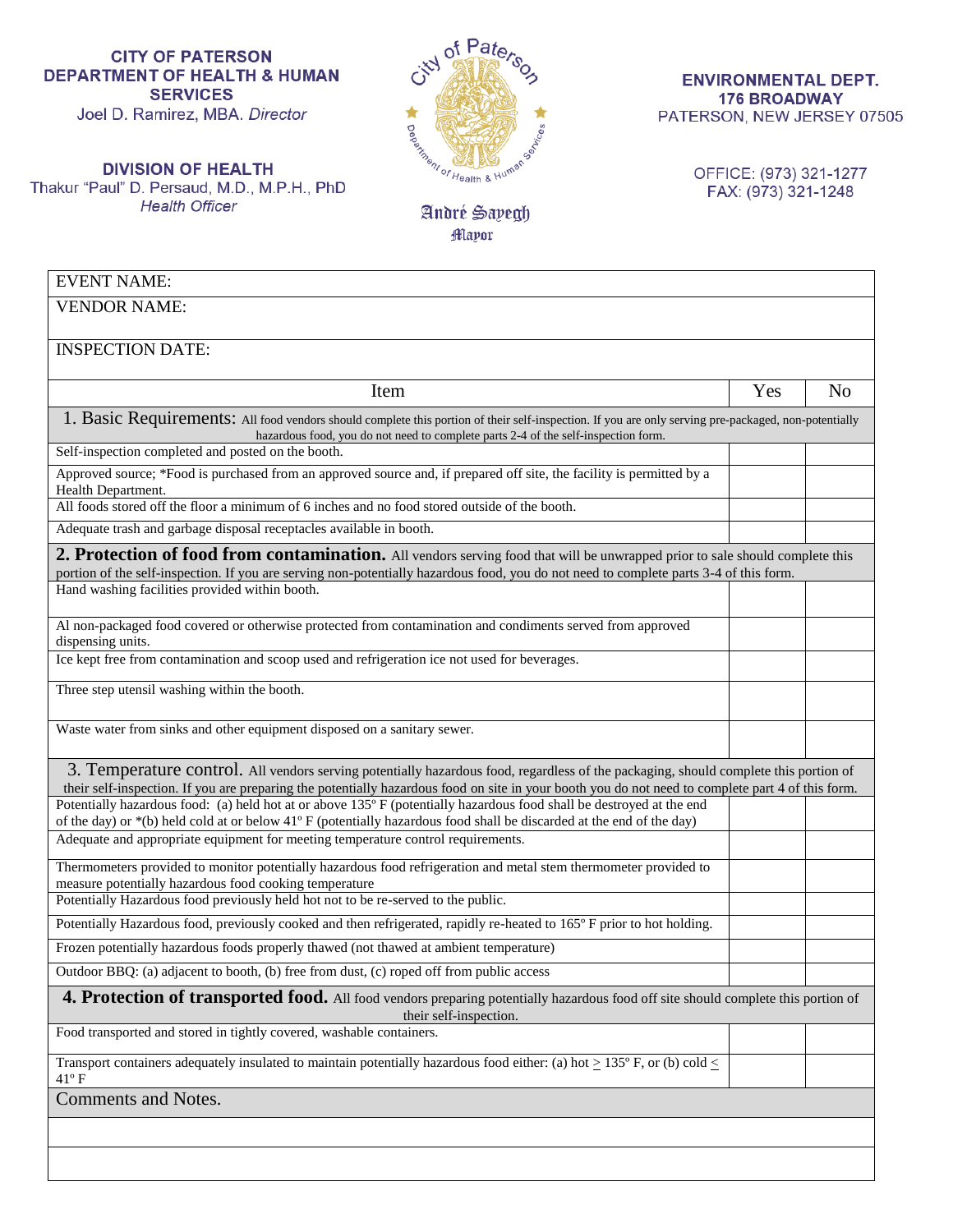**CITY OF PATERSON**
**DEPARTMENT OF HEALTH & HUMAN SERVICES**
Joel D. Ramirez, MBA. *Director*

**DIVISION OF HEALTH**
Thakur "Paul" D. Persaud, M.D., M.P.H., PhD
*Health Officer*

André Sayegh
Mayor

**ENVIRONMENTAL DEPT.**
**176 BROADWAY**
PATERSON, NEW JERSEY 07505

OFFICE: (973) 321-1277
FAX: (973) 321-1248

EVENT NAME:

VENDOR NAME:

INSPECTION DATE:

| Item | Yes | No |
|---|---|---|
| 1. Basic Requirements: All food vendors should complete this portion of their self-inspection. If you are only serving pre-packaged, non-potentially hazardous food, you do not need to complete parts 2-4 of the self-inspection form. | | |
| Self-inspection completed and posted on the booth. | | |
| Approved source; *Food is purchased from an approved source and, if prepared off site, the facility is permitted by a Health Department. | | |
| All foods stored off the floor a minimum of 6 inches and no food stored outside of the booth. | | |
| Adequate trash and garbage disposal receptacles available in booth. | | |
| **2. Protection of food from contamination.** All vendors serving food that will be unwrapped prior to sale should complete this portion of the self-inspection. If you are serving non-potentially hazardous food, you do not need to complete parts 3-4 of this form. | | |
| Hand washing facilities provided within booth. | | |
| Al non-packaged food covered or otherwise protected from contamination and condiments served from approved dispensing units. | | |
| Ice kept free from contamination and scoop used and refrigeration ice not used for beverages. | | |
| Three step utensil washing within the booth. | | |
| Waste water from sinks and other equipment disposed on a sanitary sewer. | | |
| 3. Temperature control. All vendors serving potentially hazardous food, regardless of the packaging, should complete this portion of their self-inspection. If you are preparing the potentially hazardous food on site in your booth you do not need to complete part 4 of this form. | | |
| Potentially hazardous food: (a) held hot at or above 135º F (potentially hazardous food shall be destroyed at the end of the day) or *(b) held cold at or below 41º F (potentially hazardous food shall be discarded at the end of the day) | | |
| Adequate and appropriate equipment for meeting temperature control requirements. | | |
| Thermometers provided to monitor potentially hazardous food refrigeration and metal stem thermometer provided to measure potentially hazardous food cooking temperature | | |
| Potentially Hazardous food previously held hot not to be re-served to the public. | | |
| Potentially Hazardous food, previously cooked and then refrigerated, rapidly re-heated to 165º F prior to hot holding. | | |
| Frozen potentially hazardous foods properly thawed (not thawed at ambient temperature) | | |
| Outdoor BBQ: (a) adjacent to booth, (b) free from dust, (c) roped off from public access | | |
| **4. Protection of transported food.** All food vendors preparing potentially hazardous food off site should complete this portion of their self-inspection. | | |
| Food transported and stored in tightly covered, washable containers. | | |
| Transport containers adequately insulated to maintain potentially hazardous food either: (a) hot ≥ 135º F, or (b) cold ≤ 41º F | | |

Comments and Notes.